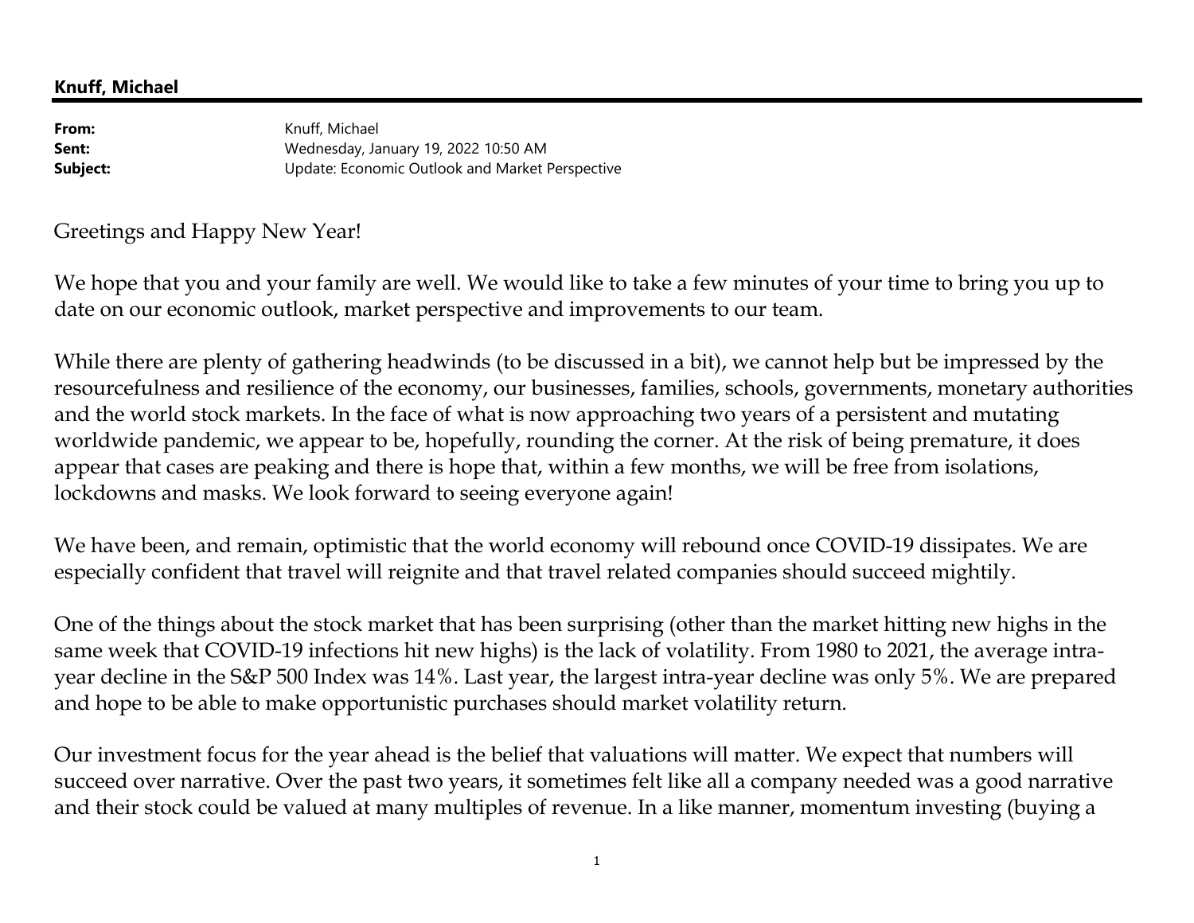**Knuff, Michael**

**From:** Knuff, Michael
**Sent:** Wednesday, January 19, 2022 10:50 AM
**Subject:** Update: Economic Outlook and Market Perspective

Greetings and Happy New Year!

We hope that you and your family are well. We would like to take a few minutes of your time to bring you up to date on our economic outlook, market perspective and improvements to our team.

While there are plenty of gathering headwinds (to be discussed in a bit), we cannot help but be impressed by the resourcefulness and resilience of the economy, our businesses, families, schools, governments, monetary authorities and the world stock markets. In the face of what is now approaching two years of a persistent and mutating worldwide pandemic, we appear to be, hopefully, rounding the corner. At the risk of being premature, it does appear that cases are peaking and there is hope that, within a few months, we will be free from isolations, lockdowns and masks. We look forward to seeing everyone again!

We have been, and remain, optimistic that the world economy will rebound once COVID-19 dissipates. We are especially confident that travel will reignite and that travel related companies should succeed mightily.

One of the things about the stock market that has been surprising (other than the market hitting new highs in the same week that COVID-19 infections hit new highs) is the lack of volatility. From 1980 to 2021, the average intra-year decline in the S&P 500 Index was 14%. Last year, the largest intra-year decline was only 5%. We are prepared and hope to be able to make opportunistic purchases should market volatility return.

Our investment focus for the year ahead is the belief that valuations will matter. We expect that numbers will succeed over narrative. Over the past two years, it sometimes felt like all a company needed was a good narrative and their stock could be valued at many multiples of revenue. In a like manner, momentum investing (buying a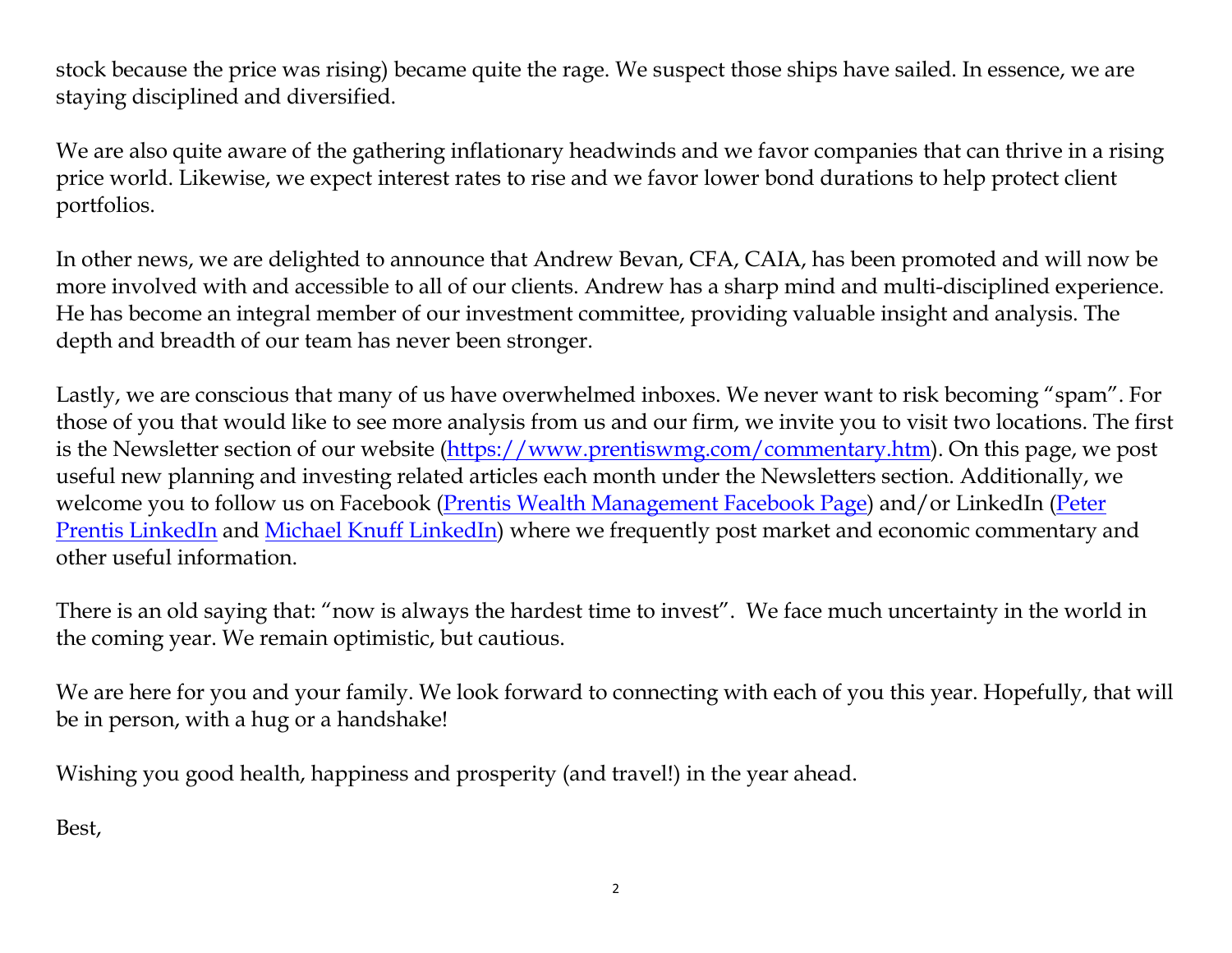stock because the price was rising) became quite the rage. We suspect those ships have sailed. In essence, we are staying disciplined and diversified.

We are also quite aware of the gathering inflationary headwinds and we favor companies that can thrive in a rising price world. Likewise, we expect interest rates to rise and we favor lower bond durations to help protect client portfolios.

In other news, we are delighted to announce that Andrew Bevan, CFA, CAIA, has been promoted and will now be more involved with and accessible to all of our clients. Andrew has a sharp mind and multi-disciplined experience. He has become an integral member of our investment committee, providing valuable insight and analysis. The depth and breadth of our team has never been stronger.

Lastly, we are conscious that many of us have overwhelmed inboxes. We never want to risk becoming "spam". For those of you that would like to see more analysis from us and our firm, we invite you to visit two locations. The first is the Newsletter section of our website ([https://www.prentiswmg.com/commentary.htm](https://www.prentiswmg.com/commentary.htm)). On this page, we post useful new planning and investing related articles each month under the Newsletters section. Additionally, we welcome you to follow us on Facebook (Prentis Wealth Management Facebook Page) and/or LinkedIn (Peter Prentis LinkedIn and Michael Knuff LinkedIn) where we frequently post market and economic commentary and other useful information.

There is an old saying that: "now is always the hardest time to invest". We face much uncertainty in the world in the coming year. We remain optimistic, but cautious.

We are here for you and your family. We look forward to connecting with each of you this year. Hopefully, that will be in person, with a hug or a handshake!

Wishing you good health, happiness and prosperity (and travel!) in the year ahead.

Best,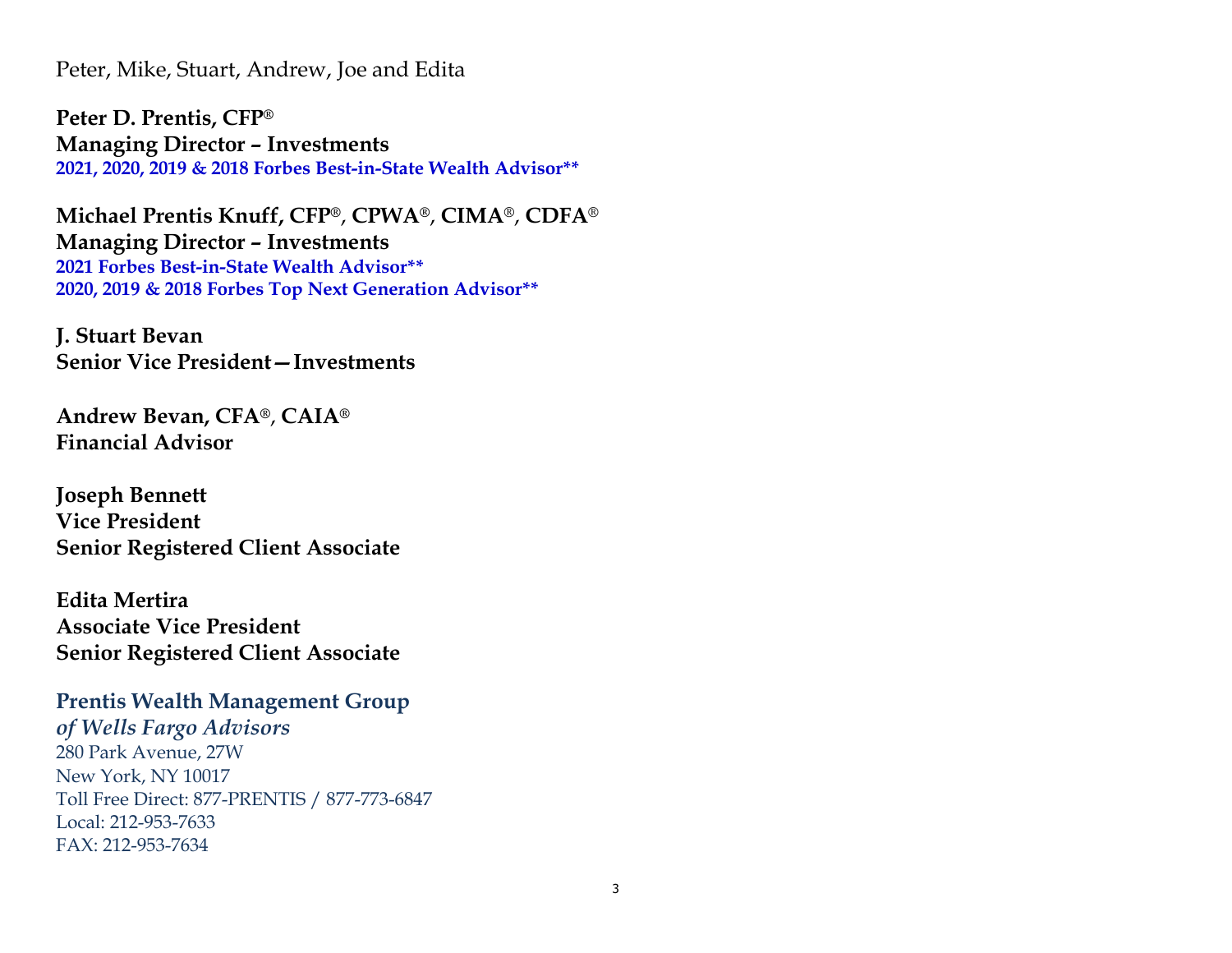Peter, Mike, Stuart, Andrew, Joe and Edita

**Peter D. Prentis, CFP®**
**Managing Director – Investments**
**2021, 2020, 2019 & 2018 Forbes Best-in-State Wealth Advisor\*\***

**Michael Prentis Knuff, CFP®, CPWA®, CIMA®, CDFA®**
**Managing Director – Investments**
**2021 Forbes Best-in-State Wealth Advisor\*\***
**2020, 2019 & 2018 Forbes Top Next Generation Advisor\*\***

**J. Stuart Bevan**
**Senior Vice President—Investments**

**Andrew Bevan, CFA®, CAIA®**
**Financial Advisor**

**Joseph Bennett**
**Vice President**
**Senior Registered Client Associate**

**Edita Mertira**
**Associate Vice President**
**Senior Registered Client Associate**

**Prentis Wealth Management Group**
***of Wells Fargo Advisors***
280 Park Avenue, 27W
New York, NY 10017
Toll Free Direct: 877-PRENTIS / 877-773-6847
Local: 212-953-7633
FAX: 212-953-7634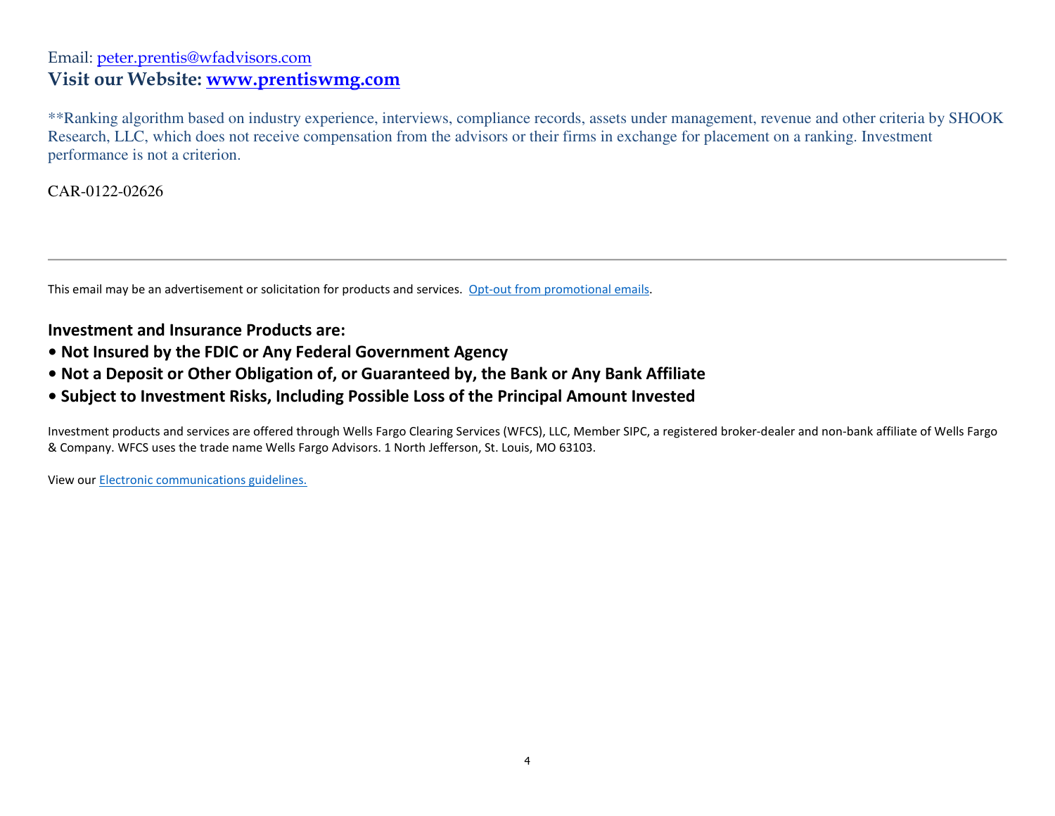Email: [peter.prentis@wfadvisors.com](mailto:peter.prentis@wfadvisors.com)

**Visit our Website: [www.prentiswmg.com](http://www.prentiswmg.com)**

**Ranking algorithm based on industry experience, interviews, compliance records, assets under management, revenue and other criteria by SHOOK Research, LLC, which does not receive compensation from the advisors or their firms in exchange for placement on a ranking. Investment performance is not a criterion.

CAR-0122-02626

---

This email may be an advertisement or solicitation for products and services. Opt-out from promotional emails.

**Investment and Insurance Products are:**

- **Not Insured by the FDIC or Any Federal Government Agency**
- **Not a Deposit or Other Obligation of, or Guaranteed by, the Bank or Any Bank Affiliate**
- **Subject to Investment Risks, Including Possible Loss of the Principal Amount Invested**

Investment products and services are offered through Wells Fargo Clearing Services (WFCS), LLC, Member SIPC, a registered broker-dealer and non-bank affiliate of Wells Fargo & Company. WFCS uses the trade name Wells Fargo Advisors. 1 North Jefferson, St. Louis, MO 63103.

View our Electronic communications guidelines.